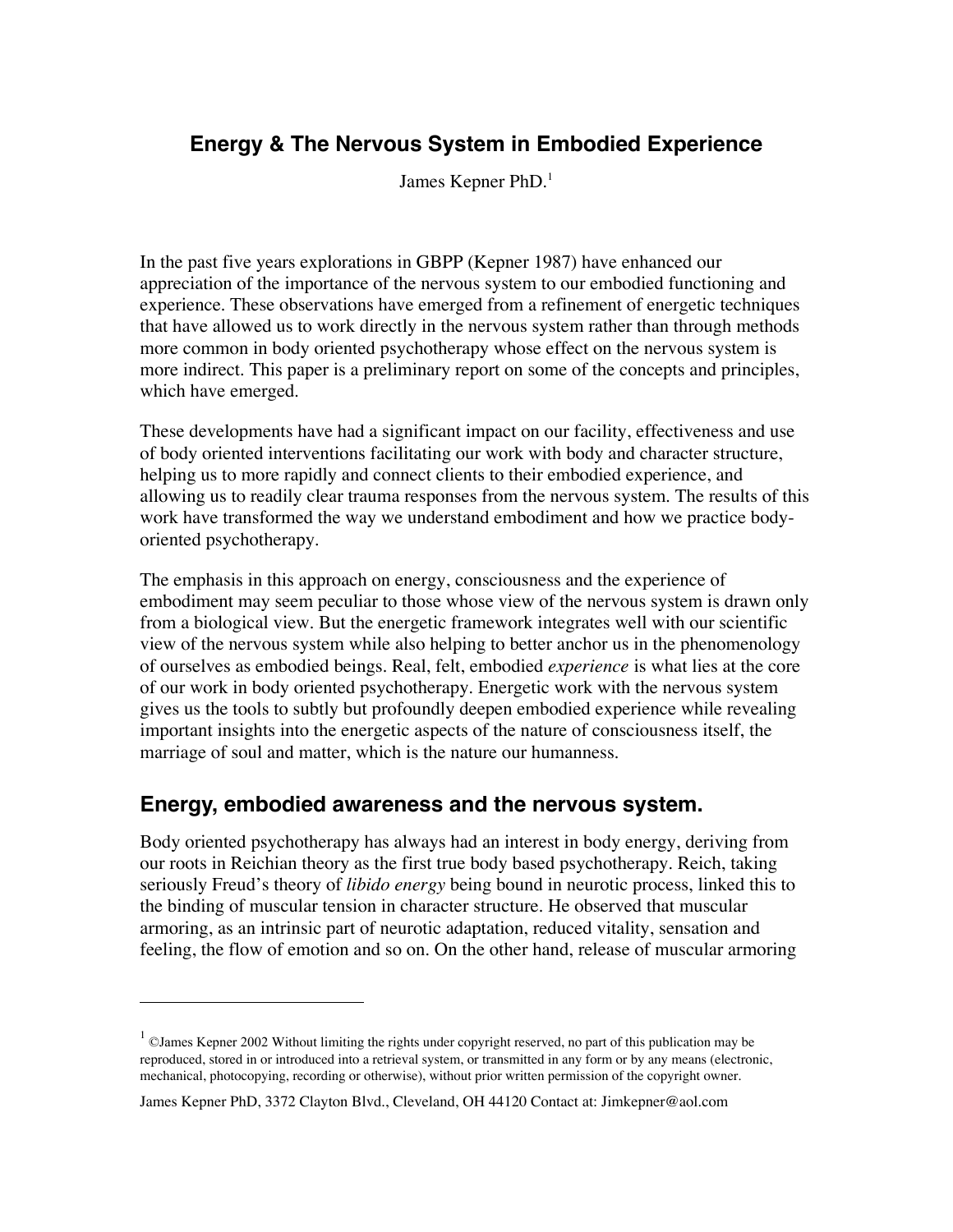# Energy & The Nervous System in Embodied Experience

James Kepner PhD.[1]

In the past five years explorations in GBPP (Kepner 1987) have enhanced our appreciation of the importance of the nervous system to our embodied functioning and experience. These observations have emerged from a refinement of energetic techniques that have allowed us to work directly in the nervous system rather than through methods more common in body oriented psychotherapy whose effect on the nervous system is more indirect. This paper is a preliminary report on some of the concepts and principles, which have emerged.

These developments have had a significant impact on our facility, effectiveness and use of body oriented interventions facilitating our work with body and character structure, helping us to more rapidly and connect clients to their embodied experience, and allowing us to readily clear trauma responses from the nervous system. The results of this work have transformed the way we understand embodiment and how we practice body-oriented psychotherapy.

The emphasis in this approach on energy, consciousness and the experience of embodiment may seem peculiar to those whose view of the nervous system is drawn only from a biological view. But the energetic framework integrates well with our scientific view of the nervous system while also helping to better anchor us in the phenomenology of ourselves as embodied beings. Real, felt, embodied *experience* is what lies at the core of our work in body oriented psychotherapy. Energetic work with the nervous system gives us the tools to subtly but profoundly deepen embodied experience while revealing important insights into the energetic aspects of the nature of consciousness itself, the marriage of soul and matter, which is the nature our humanness.

## Energy, embodied awareness and the nervous system.

Body oriented psychotherapy has always had an interest in body energy, deriving from our roots in Reichian theory as the first true body based psychotherapy. Reich, taking seriously Freud's theory of *libido energy* being bound in neurotic process, linked this to the binding of muscular tension in character structure. He observed that muscular armoring, as an intrinsic part of neurotic adaptation, reduced vitality, sensation and feeling, the flow of emotion and so on. On the other hand, release of muscular armoring

---

[1] ©James Kepner 2002 Without limiting the rights under copyright reserved, no part of this publication may be reproduced, stored in or introduced into a retrieval system, or transmitted in any form or by any means (electronic, mechanical, photocopying, recording or otherwise), without prior written permission of the copyright owner.

James Kepner PhD, 3372 Clayton Blvd., Cleveland, OH 44120 Contact at: Jimkepner@aol.com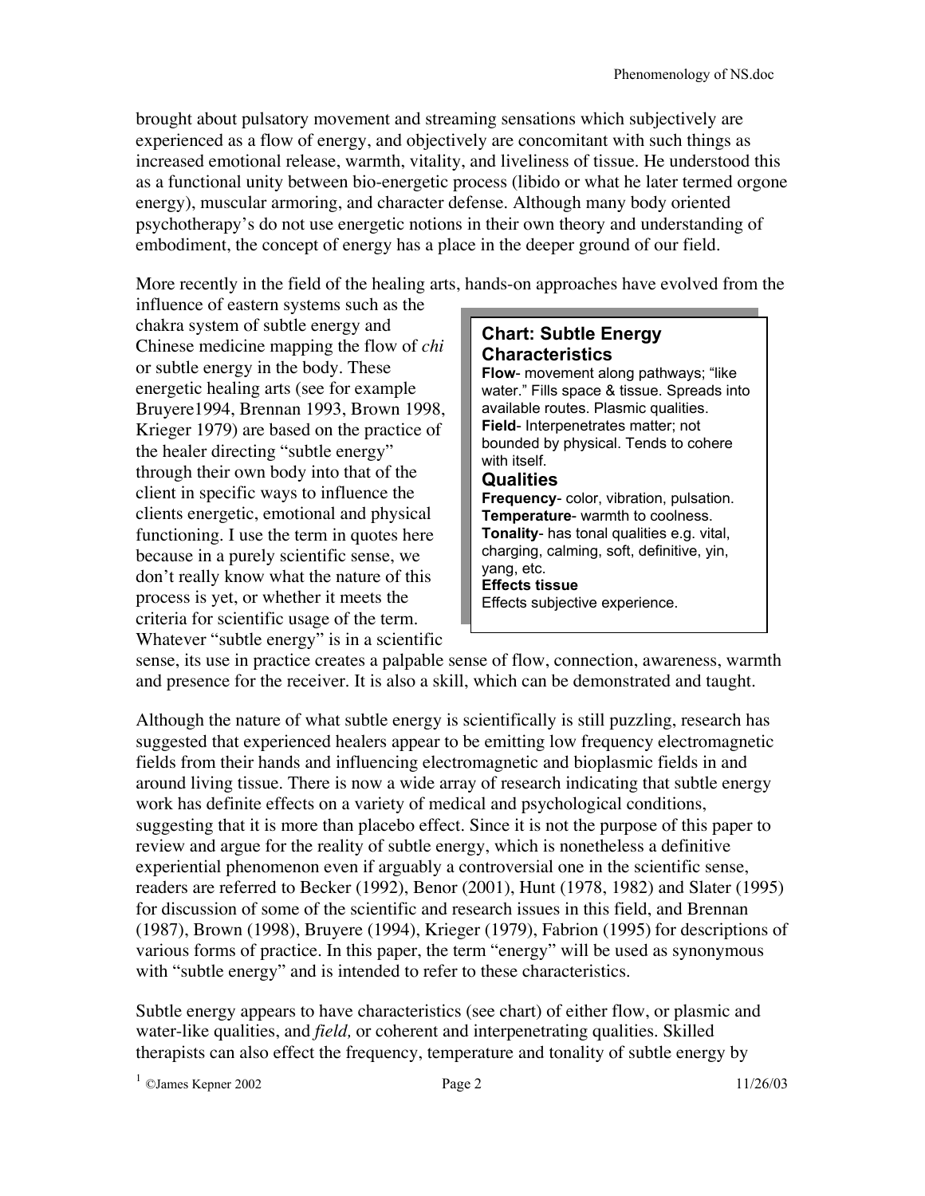brought about pulsatory movement and streaming sensations which subjectively are experienced as a flow of energy, and objectively are concomitant with such things as increased emotional release, warmth, vitality, and liveliness of tissue. He understood this as a functional unity between bio-energetic process (libido or what he later termed orgone energy), muscular armoring, and character defense. Although many body oriented psychotherapy's do not use energetic notions in their own theory and understanding of embodiment, the concept of energy has a place in the deeper ground of our field.

More recently in the field of the healing arts, hands-on approaches have evolved from the influence of eastern systems such as the chakra system of subtle energy and Chinese medicine mapping the flow of *chi* or subtle energy in the body. These energetic healing arts (see for example Bruyere1994, Brennan 1993, Brown 1998, Krieger 1979) are based on the practice of the healer directing "subtle energy" through their own body into that of the client in specific ways to influence the clients energetic, emotional and physical functioning. I use the term in quotes here because in a purely scientific sense, we don't really know what the nature of this process is yet, or whether it meets the criteria for scientific usage of the term. Whatever "subtle energy" is in a scientific sense, its use in practice creates a palpable sense of flow, connection, awareness, warmth and presence for the receiver. It is also a skill, which can be demonstrated and taught.

> **Chart: Subtle Energy Characteristics**
>
> **Flow**- movement along pathways; "like water." Fills space & tissue. Spreads into available routes. Plasmic qualities.
> **Field**- Interpenetrates matter; not bounded by physical. Tends to cohere with itself.
>
> **Qualities**
>
> **Frequency**- color, vibration, pulsation.
> **Temperature**- warmth to coolness.
> **Tonality**- has tonal qualities e.g. vital, charging, calming, soft, definitive, yin, yang, etc.
> **Effects tissue**
> Effects subjective experience.

Although the nature of what subtle energy is scientifically is still puzzling, research has suggested that experienced healers appear to be emitting low frequency electromagnetic fields from their hands and influencing electromagnetic and bioplasmic fields in and around living tissue. There is now a wide array of research indicating that subtle energy work has definite effects on a variety of medical and psychological conditions, suggesting that it is more than placebo effect. Since it is not the purpose of this paper to review and argue for the reality of subtle energy, which is nonetheless a definitive experiential phenomenon even if arguably a controversial one in the scientific sense, readers are referred to Becker (1992), Benor (2001), Hunt (1978, 1982) and Slater (1995) for discussion of some of the scientific and research issues in this field, and Brennan (1987), Brown (1998), Bruyere (1994), Krieger (1979), Fabrion (1995) for descriptions of various forms of practice. In this paper, the term "energy" will be used as synonymous with "subtle energy" and is intended to refer to these characteristics.

Subtle energy appears to have characteristics (see chart) of either flow, or plasmic and water-like qualities, and *field,* or coherent and interpenetrating qualities. Skilled therapists can also effect the frequency, temperature and tonality of subtle energy by

[1] ©James Kepner 2002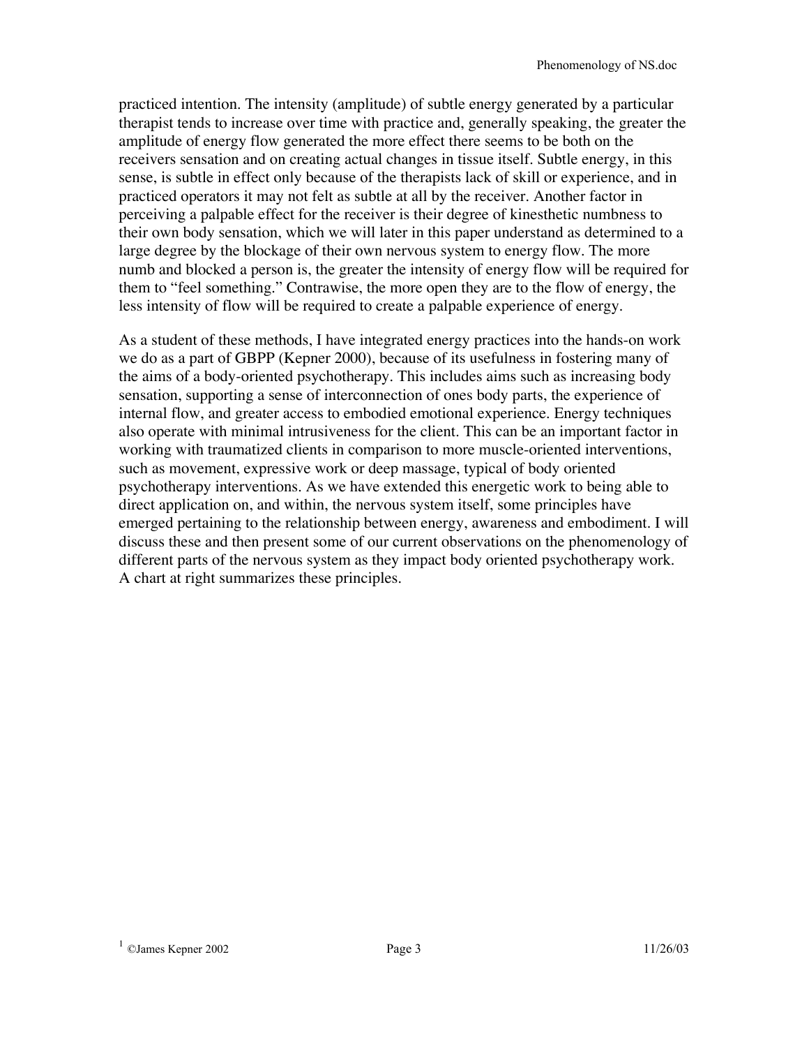practiced intention. The intensity (amplitude) of subtle energy generated by a particular therapist tends to increase over time with practice and, generally speaking, the greater the amplitude of energy flow generated the more effect there seems to be both on the receivers sensation and on creating actual changes in tissue itself. Subtle energy, in this sense, is subtle in effect only because of the therapists lack of skill or experience, and in practiced operators it may not felt as subtle at all by the receiver. Another factor in perceiving a palpable effect for the receiver is their degree of kinesthetic numbness to their own body sensation, which we will later in this paper understand as determined to a large degree by the blockage of their own nervous system to energy flow. The more numb and blocked a person is, the greater the intensity of energy flow will be required for them to "feel something." Contrawise, the more open they are to the flow of energy, the less intensity of flow will be required to create a palpable experience of energy.

As a student of these methods, I have integrated energy practices into the hands-on work we do as a part of GBPP (Kepner 2000), because of its usefulness in fostering many of the aims of a body-oriented psychotherapy. This includes aims such as increasing body sensation, supporting a sense of interconnection of ones body parts, the experience of internal flow, and greater access to embodied emotional experience. Energy techniques also operate with minimal intrusiveness for the client. This can be an important factor in working with traumatized clients in comparison to more muscle-oriented interventions, such as movement, expressive work or deep massage, typical of body oriented psychotherapy interventions. As we have extended this energetic work to being able to direct application on, and within, the nervous system itself, some principles have emerged pertaining to the relationship between energy, awareness and embodiment. I will discuss these and then present some of our current observations on the phenomenology of different parts of the nervous system as they impact body oriented psychotherapy work. A chart at right summarizes these principles.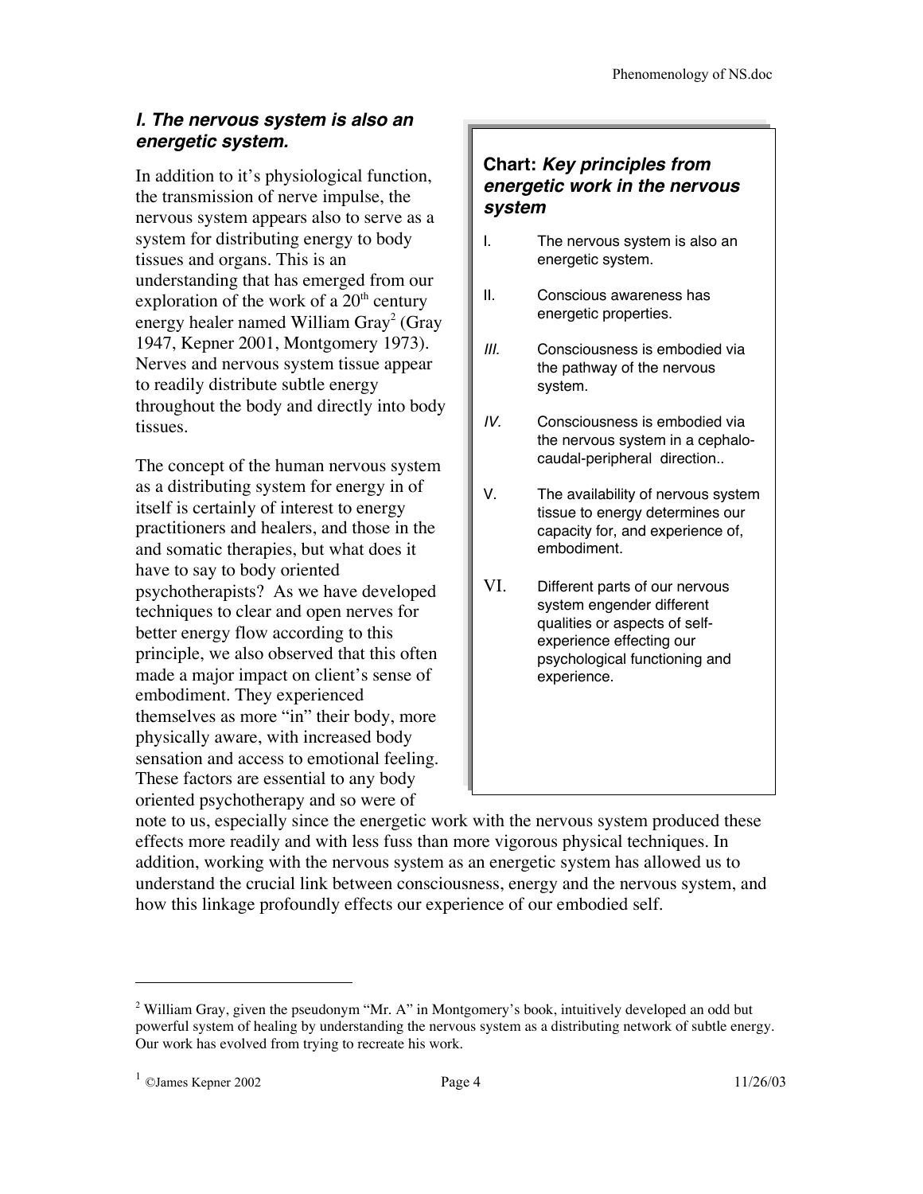### *I. The nervous system is also an energetic system.*

In addition to it's physiological function, the transmission of nerve impulse, the nervous system appears also to serve as a system for distributing energy to body tissues and organs. This is an understanding that has emerged from our exploration of the work of a 20th century energy healer named William Gray[2] (Gray 1947, Kepner 2001, Montgomery 1973). Nerves and nervous system tissue appear to readily distribute subtle energy throughout the body and directly into body tissues.

**Chart: *Key principles from energetic work in the nervous system***

I. The nervous system is also an energetic system.

II. Conscious awareness has energetic properties.

*III.* Consciousness is embodied via the pathway of the nervous system.

*IV.* Consciousness is embodied via the nervous system in a cephalo-caudal-peripheral direction..

V. The availability of nervous system tissue to energy determines our capacity for, and experience of, embodiment.

VI. Different parts of our nervous system engender different qualities or aspects of self-experience effecting our psychological functioning and experience.

The concept of the human nervous system as a distributing system for energy in of itself is certainly of interest to energy practitioners and healers, and those in the and somatic therapies, but what does it have to say to body oriented psychotherapists? As we have developed techniques to clear and open nerves for better energy flow according to this principle, we also observed that this often made a major impact on client's sense of embodiment. They experienced themselves as more "in" their body, more physically aware, with increased body sensation and access to emotional feeling. These factors are essential to any body oriented psychotherapy and so were of note to us, especially since the energetic work with the nervous system produced these effects more readily and with less fuss than more vigorous physical techniques. In addition, working with the nervous system as an energetic system has allowed us to understand the crucial link between consciousness, energy and the nervous system, and how this linkage profoundly effects our experience of our embodied self.

---

[2] William Gray, given the pseudonym "Mr. A" in Montgomery's book, intuitively developed an odd but powerful system of healing by understanding the nervous system as a distributing network of subtle energy. Our work has evolved from trying to recreate his work.

[1] ©James Kepner 2002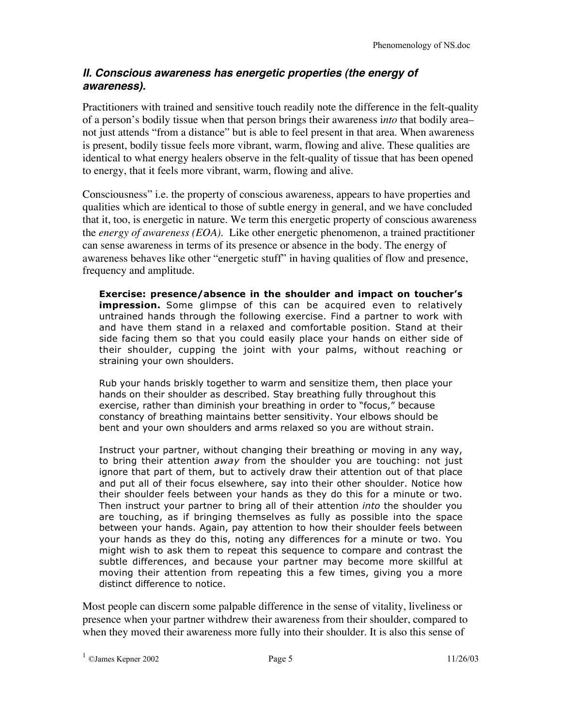### *II. Conscious awareness has energetic properties (the energy of awareness).*

Practitioners with trained and sensitive touch readily note the difference in the felt-quality of a person's bodily tissue when that person brings their awareness i*nto* that bodily area– not just attends "from a distance" but is able to feel present in that area. When awareness is present, bodily tissue feels more vibrant, warm, flowing and alive. These qualities are identical to what energy healers observe in the felt-quality of tissue that has been opened to energy, that it feels more vibrant, warm, flowing and alive.

Consciousness" i.e. the property of conscious awareness, appears to have properties and qualities which are identical to those of subtle energy in general, and we have concluded that it, too, is energetic in nature. We term this energetic property of conscious awareness the *energy of awareness (EOA).* Like other energetic phenomenon, a trained practitioner can sense awareness in terms of its presence or absence in the body. The energy of awareness behaves like other "energetic stuff" in having qualities of flow and presence, frequency and amplitude.

> **Exercise: presence/absence in the shoulder and impact on toucher's impression.** Some glimpse of this can be acquired even to relatively untrained hands through the following exercise. Find a partner to work with and have them stand in a relaxed and comfortable position. Stand at their side facing them so that you could easily place your hands on either side of their shoulder, cupping the joint with your palms, without reaching or straining your own shoulders.
>
> Rub your hands briskly together to warm and sensitize them, then place your hands on their shoulder as described. Stay breathing fully throughout this exercise, rather than diminish your breathing in order to "focus," because constancy of breathing maintains better sensitivity. Your elbows should be bent and your own shoulders and arms relaxed so you are without strain.
>
> Instruct your partner, without changing their breathing or moving in any way, to bring their attention *away* from the shoulder you are touching: not just ignore that part of them, but to actively draw their attention out of that place and put all of their focus elsewhere, say into their other shoulder. Notice how their shoulder feels between your hands as they do this for a minute or two. Then instruct your partner to bring all of their attention *into* the shoulder you are touching, as if bringing themselves as fully as possible into the space between your hands. Again, pay attention to how their shoulder feels between your hands as they do this, noting any differences for a minute or two. You might wish to ask them to repeat this sequence to compare and contrast the subtle differences, and because your partner may become more skillful at moving their attention from repeating this a few times, giving you a more distinct difference to notice.

Most people can discern some palpable difference in the sense of vitality, liveliness or presence when your partner withdrew their awareness from their shoulder, compared to when they moved their awareness more fully into their shoulder. It is also this sense of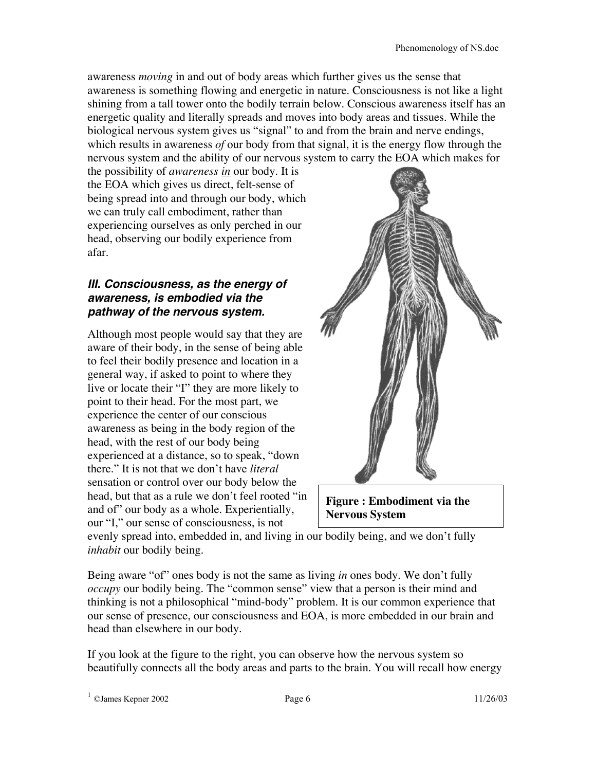awareness *moving* in and out of body areas which further gives us the sense that awareness is something flowing and energetic in nature. Consciousness is not like a light shining from a tall tower onto the bodily terrain below. Conscious awareness itself has an energetic quality and literally spreads and moves into body areas and tissues. While the biological nervous system gives us "signal" to and from the brain and nerve endings, which results in awareness *of* our body from that signal, it is the energy flow through the nervous system and the ability of our nervous system to carry the EOA which makes for the possibility of *awareness in* our body. It is the EOA which gives us direct, felt-sense of being spread into and through our body, which we can truly call embodiment, rather than experiencing ourselves as only perched in our head, observing our bodily experience from afar.

### *III. Consciousness, as the energy of awareness, is embodied via the pathway of the nervous system.*

Although most people would say that they are aware of their body, in the sense of being able to feel their bodily presence and location in a general way, if asked to point to where they live or locate their "I" they are more likely to point to their head. For the most part, we experience the center of our conscious awareness as being in the body region of the head, with the rest of our body being experienced at a distance, so to speak, "down there." It is not that we don't have *literal* sensation or control over our body below the head, but that as a rule we don't feel rooted "in and of" our body as a whole. Experientially, our "I," our sense of consciousness, is not evenly spread into, embedded in, and living in our bodily being, and we don't fully *inhabit* our bodily being.

**Figure : Embodiment via the Nervous System**

Being aware "of" ones body is not the same as living *in* ones body. We don't fully *occupy* our bodily being. The "common sense" view that a person is their mind and thinking is not a philosophical "mind-body" problem. It is our common experience that our sense of presence, our consciousness and EOA, is more embedded in our brain and head than elsewhere in our body.

If you look at the figure to the right, you can observe how the nervous system so beautifully connects all the body areas and parts to the brain. You will recall how energy

[1] ©James Kepner 2002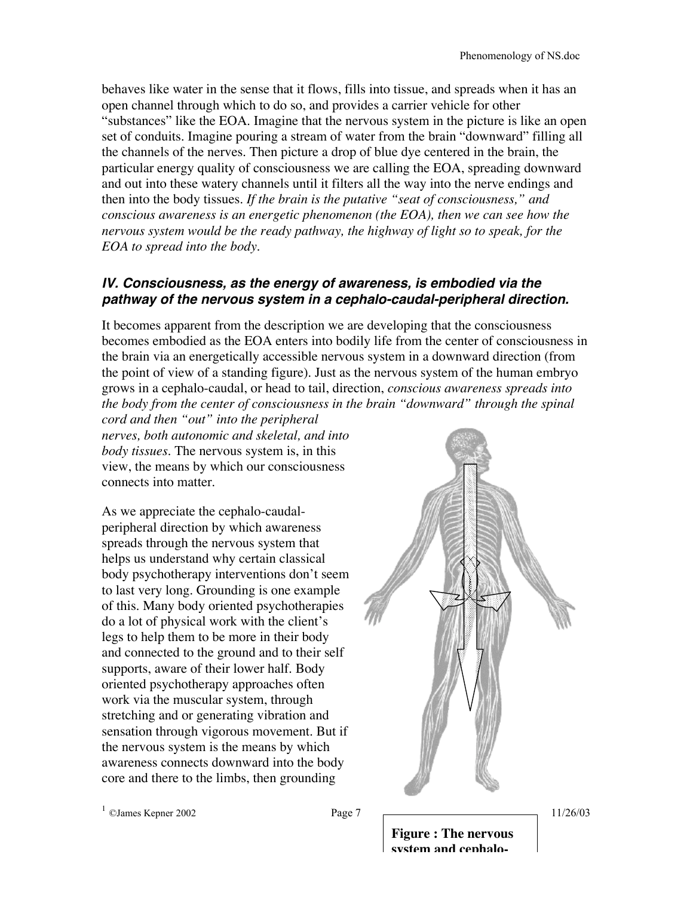behaves like water in the sense that it flows, fills into tissue, and spreads when it has an open channel through which to do so, and provides a carrier vehicle for other "substances" like the EOA. Imagine that the nervous system in the picture is like an open set of conduits. Imagine pouring a stream of water from the brain "downward" filling all the channels of the nerves. Then picture a drop of blue dye centered in the brain, the particular energy quality of consciousness we are calling the EOA, spreading downward and out into these watery channels until it filters all the way into the nerve endings and then into the body tissues. *If the brain is the putative "seat of consciousness," and conscious awareness is an energetic phenomenon (the EOA), then we can see how the nervous system would be the ready pathway, the highway of light so to speak, for the EOA to spread into the body.*

### *IV. Consciousness, as the energy of awareness, is embodied via the pathway of the nervous system in a cephalo-caudal-peripheral direction.*

It becomes apparent from the description we are developing that the consciousness becomes embodied as the EOA enters into bodily life from the center of consciousness in the brain via an energetically accessible nervous system in a downward direction (from the point of view of a standing figure). Just as the nervous system of the human embryo grows in a cephalo-caudal, or head to tail, direction, *conscious awareness spreads into the body from the center of consciousness in the brain "downward" through the spinal cord and then "out" into the peripheral nerves, both autonomic and skeletal, and into body tissues.* The nervous system is, in this view, the means by which our consciousness connects into matter.

As we appreciate the cephalo-caudal-peripheral direction by which awareness spreads through the nervous system that helps us understand why certain classical body psychotherapy interventions don't seem to last very long. Grounding is one example of this. Many body oriented psychotherapies do a lot of physical work with the client's legs to help them to be more in their body and connected to the ground and to their self supports, aware of their lower half. Body oriented psychotherapy approaches often work via the muscular system, through stretching and or generating vibration and sensation through vigorous movement. But if the nervous system is the means by which awareness connects downward into the body core and there to the limbs, then grounding

**Figure : The nervous system and cephalo-**

[1] ©James Kepner 2002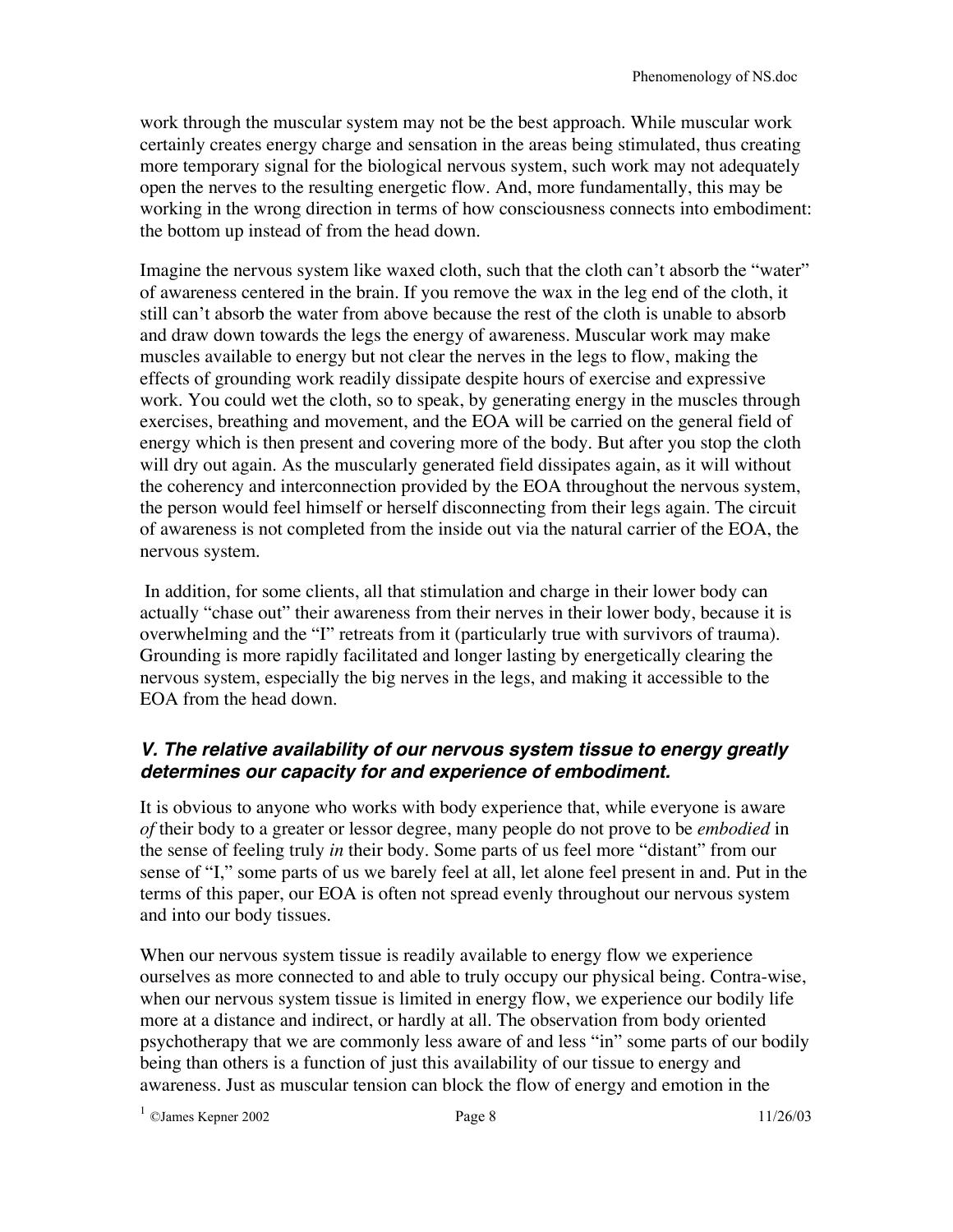work through the muscular system may not be the best approach. While muscular work certainly creates energy charge and sensation in the areas being stimulated, thus creating more temporary signal for the biological nervous system, such work may not adequately open the nerves to the resulting energetic flow. And, more fundamentally, this may be working in the wrong direction in terms of how consciousness connects into embodiment: the bottom up instead of from the head down.

Imagine the nervous system like waxed cloth, such that the cloth can't absorb the "water" of awareness centered in the brain. If you remove the wax in the leg end of the cloth, it still can't absorb the water from above because the rest of the cloth is unable to absorb and draw down towards the legs the energy of awareness. Muscular work may make muscles available to energy but not clear the nerves in the legs to flow, making the effects of grounding work readily dissipate despite hours of exercise and expressive work. You could wet the cloth, so to speak, by generating energy in the muscles through exercises, breathing and movement, and the EOA will be carried on the general field of energy which is then present and covering more of the body. But after you stop the cloth will dry out again. As the muscularly generated field dissipates again, as it will without the coherency and interconnection provided by the EOA throughout the nervous system, the person would feel himself or herself disconnecting from their legs again. The circuit of awareness is not completed from the inside out via the natural carrier of the EOA, the nervous system.

In addition, for some clients, all that stimulation and charge in their lower body can actually "chase out" their awareness from their nerves in their lower body, because it is overwhelming and the "I" retreats from it (particularly true with survivors of trauma). Grounding is more rapidly facilitated and longer lasting by energetically clearing the nervous system, especially the big nerves in the legs, and making it accessible to the EOA from the head down.

### *V. The relative availability of our nervous system tissue to energy greatly determines our capacity for and experience of embodiment.*

It is obvious to anyone who works with body experience that, while everyone is aware *of* their body to a greater or lessor degree, many people do not prove to be *embodied* in the sense of feeling truly *in* their body. Some parts of us feel more "distant" from our sense of "I," some parts of us we barely feel at all, let alone feel present in and. Put in the terms of this paper, our EOA is often not spread evenly throughout our nervous system and into our body tissues.

When our nervous system tissue is readily available to energy flow we experience ourselves as more connected to and able to truly occupy our physical being. Contra-wise, when our nervous system tissue is limited in energy flow, we experience our bodily life more at a distance and indirect, or hardly at all. The observation from body oriented psychotherapy that we are commonly less aware of and less "in" some parts of our bodily being than others is a function of just this availability of our tissue to energy and awareness. Just as muscular tension can block the flow of energy and emotion in the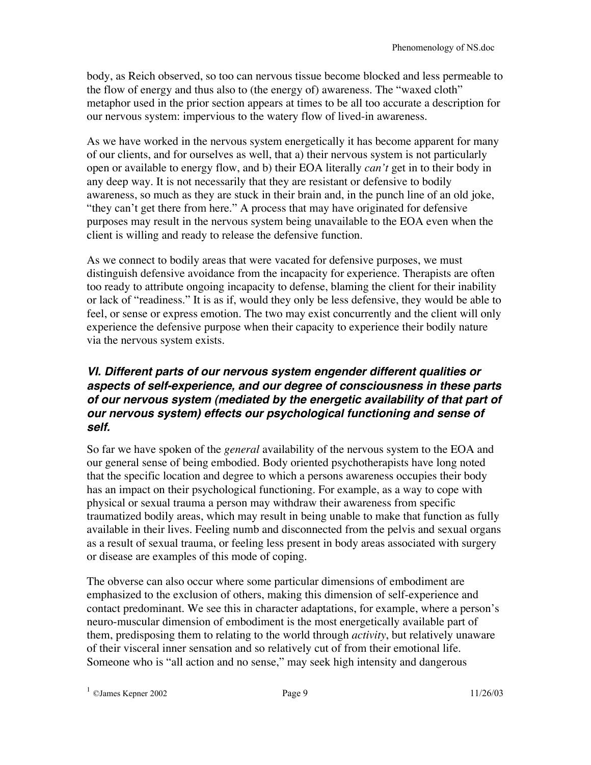body, as Reich observed, so too can nervous tissue become blocked and less permeable to the flow of energy and thus also to (the energy of) awareness. The "waxed cloth" metaphor used in the prior section appears at times to be all too accurate a description for our nervous system: impervious to the watery flow of lived-in awareness.

As we have worked in the nervous system energetically it has become apparent for many of our clients, and for ourselves as well, that a) their nervous system is not particularly open or available to energy flow, and b) their EOA literally *can't* get in to their body in any deep way. It is not necessarily that they are resistant or defensive to bodily awareness, so much as they are stuck in their brain and, in the punch line of an old joke, "they can't get there from here." A process that may have originated for defensive purposes may result in the nervous system being unavailable to the EOA even when the client is willing and ready to release the defensive function.

As we connect to bodily areas that were vacated for defensive purposes, we must distinguish defensive avoidance from the incapacity for experience. Therapists are often too ready to attribute ongoing incapacity to defense, blaming the client for their inability or lack of "readiness." It is as if, would they only be less defensive, they would be able to feel, or sense or express emotion. The two may exist concurrently and the client will only experience the defensive purpose when their capacity to experience their bodily nature via the nervous system exists.

### *VI. Different parts of our nervous system engender different qualities or aspects of self-experience, and our degree of consciousness in these parts of our nervous system (mediated by the energetic availability of that part of our nervous system) effects our psychological functioning and sense of self.*

So far we have spoken of the *general* availability of the nervous system to the EOA and our general sense of being embodied. Body oriented psychotherapists have long noted that the specific location and degree to which a persons awareness occupies their body has an impact on their psychological functioning. For example, as a way to cope with physical or sexual trauma a person may withdraw their awareness from specific traumatized bodily areas, which may result in being unable to make that function as fully available in their lives. Feeling numb and disconnected from the pelvis and sexual organs as a result of sexual trauma, or feeling less present in body areas associated with surgery or disease are examples of this mode of coping.

The obverse can also occur where some particular dimensions of embodiment are emphasized to the exclusion of others, making this dimension of self-experience and contact predominant. We see this in character adaptations, for example, where a person's neuro-muscular dimension of embodiment is the most energetically available part of them, predisposing them to relating to the world through *activity*, but relatively unaware of their visceral inner sensation and so relatively cut of from their emotional life. Someone who is "all action and no sense," may seek high intensity and dangerous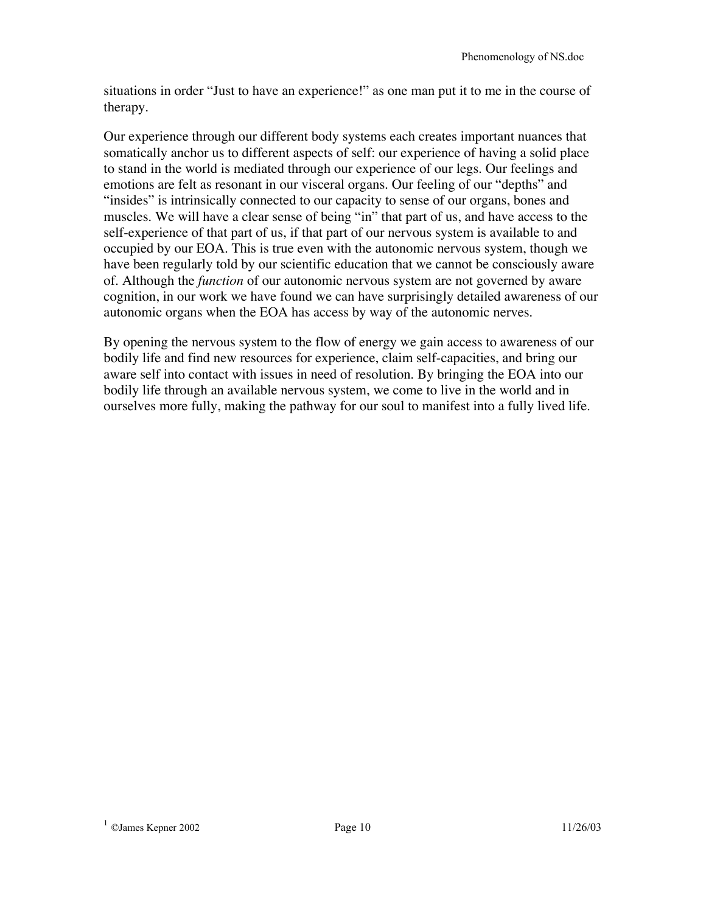situations in order "Just to have an experience!" as one man put it to me in the course of therapy.

Our experience through our different body systems each creates important nuances that somatically anchor us to different aspects of self: our experience of having a solid place to stand in the world is mediated through our experience of our legs. Our feelings and emotions are felt as resonant in our visceral organs. Our feeling of our "depths" and "insides" is intrinsically connected to our capacity to sense of our organs, bones and muscles. We will have a clear sense of being "in" that part of us, and have access to the self-experience of that part of us, if that part of our nervous system is available to and occupied by our EOA. This is true even with the autonomic nervous system, though we have been regularly told by our scientific education that we cannot be consciously aware of. Although the *function* of our autonomic nervous system are not governed by aware cognition, in our work we have found we can have surprisingly detailed awareness of our autonomic organs when the EOA has access by way of the autonomic nerves.

By opening the nervous system to the flow of energy we gain access to awareness of our bodily life and find new resources for experience, claim self-capacities, and bring our aware self into contact with issues in need of resolution. By bringing the EOA into our bodily life through an available nervous system, we come to live in the world and in ourselves more fully, making the pathway for our soul to manifest into a fully lived life.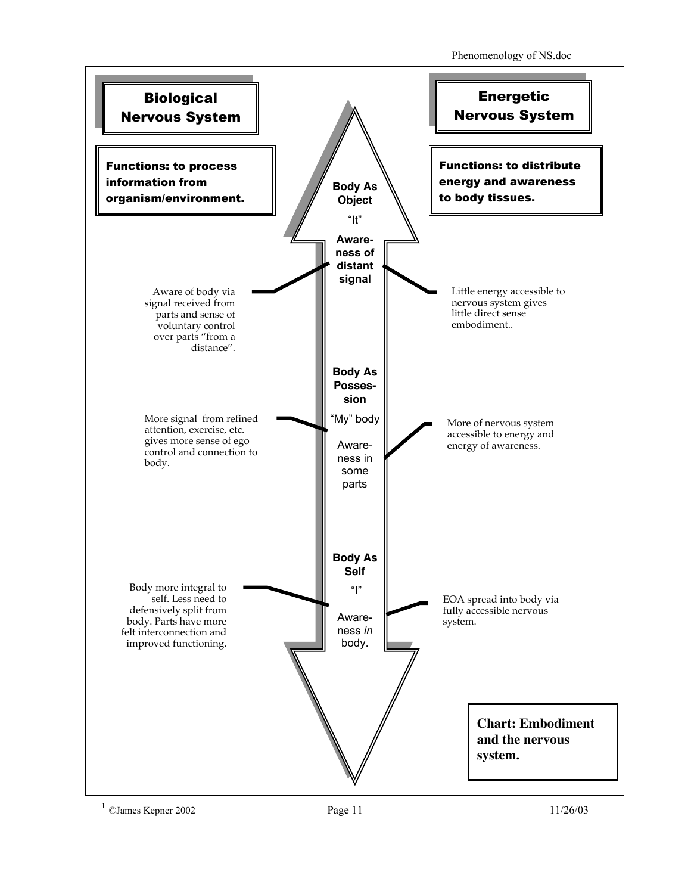## Biological Nervous System

**Functions: to process information from organism/environment.**

## Energetic Nervous System

**Functions: to distribute energy and awareness to body tissues.**

**Body As Object**

"It"

**Awareness of distant signal**

Aware of body via signal received from parts and sense of voluntary control over parts "from a distance".

Little energy accessible to nervous system gives little direct sense embodiment..

**Body As Possession**

"My" body

Awareness in some parts

More signal from refined attention, exercise, etc. gives more sense of ego control and connection to body.

More of nervous system accessible to energy and energy of awareness.

**Body As Self**

"I"

Awareness *in* body.

Body more integral to self. Less need to defensively split from body. Parts have more felt interconnection and improved functioning.

EOA spread into body via fully accessible nervous system.

**Chart: Embodiment and the nervous system.**

[1] ©James Kepner 2002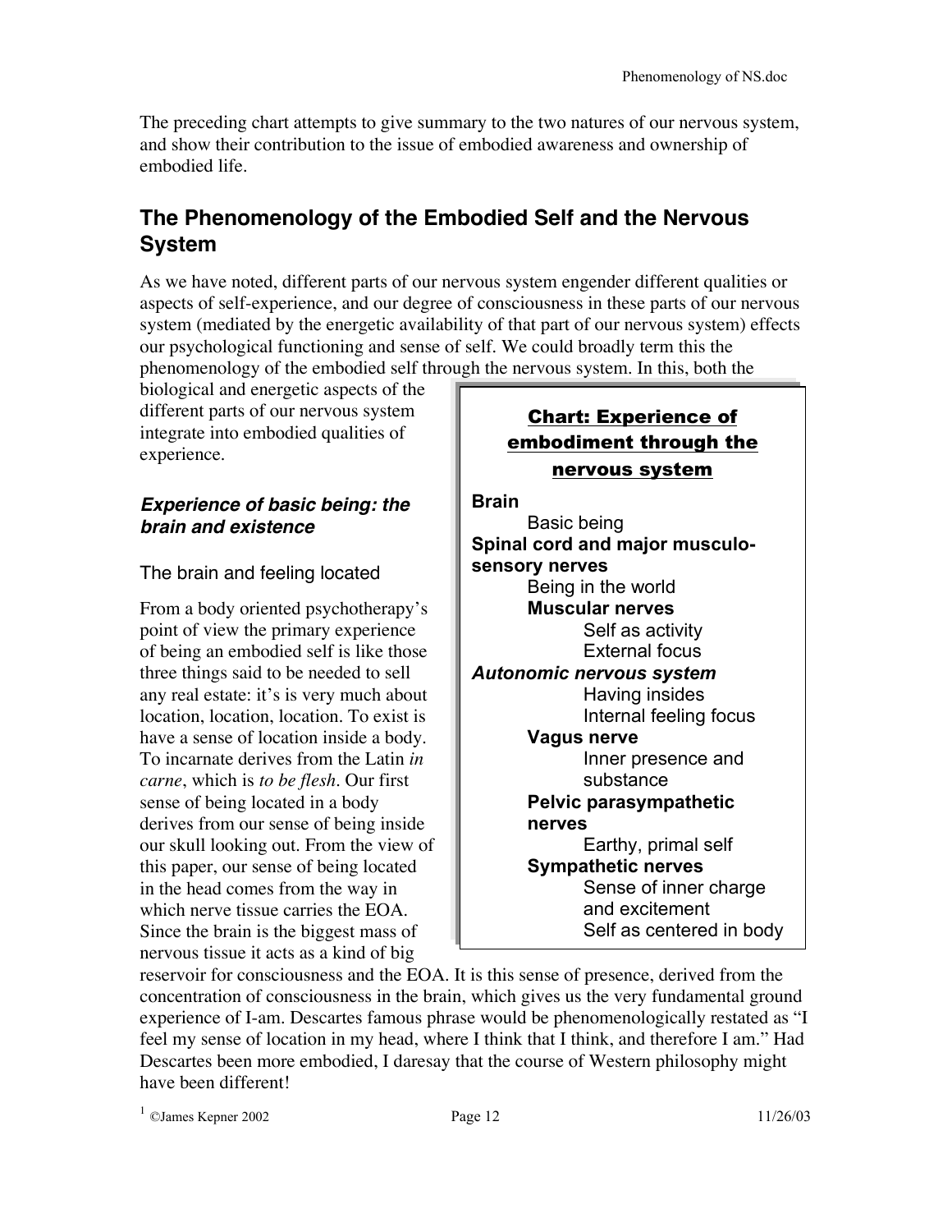The preceding chart attempts to give summary to the two natures of our nervous system, and show their contribution to the issue of embodied awareness and ownership of embodied life.

## The Phenomenology of the Embodied Self and the Nervous System

As we have noted, different parts of our nervous system engender different qualities or aspects of self-experience, and our degree of consciousness in these parts of our nervous system (mediated by the energetic availability of that part of our nervous system) effects our psychological functioning and sense of self. We could broadly term this the phenomenology of the embodied self through the nervous system. In this, both the biological and energetic aspects of the different parts of our nervous system integrate into embodied qualities of experience.

> **Chart: Experience of embodiment through the nervous system**
>
> **Brain**
> - Basic being
>
> **Spinal cord and major musculo-sensory nerves**
> - Being in the world
> - **Muscular nerves**
>   - Self as activity
>   - External focus
>
> ***Autonomic nervous system***
> - Having insides
> - Internal feeling focus
> - **Vagus nerve**
>   - Inner presence and substance
> - **Pelvic parasympathetic nerves**
>   - Earthy, primal self
> - **Sympathetic nerves**
>   - Sense of inner charge and excitement
>   - Self as centered in body

### *Experience of basic being: the brain and existence*

#### The brain and feeling located

From a body oriented psychotherapy's point of view the primary experience of being an embodied self is like those three things said to be needed to sell any real estate: it's is very much about location, location, location. To exist is have a sense of location inside a body. To incarnate derives from the Latin *in carne*, which is *to be flesh*. Our first sense of being located in a body derives from our sense of being inside our skull looking out. From the view of this paper, our sense of being located in the head comes from the way in which nerve tissue carries the EOA. Since the brain is the biggest mass of nervous tissue it acts as a kind of big reservoir for consciousness and the EOA. It is this sense of presence, derived from the concentration of consciousness in the brain, which gives us the very fundamental ground experience of I-am. Descartes famous phrase would be phenomenologically restated as "I feel my sense of location in my head, where I think that I think, and therefore I am." Had Descartes been more embodied, I daresay that the course of Western philosophy might have been different!

[1] ©James Kepner 2002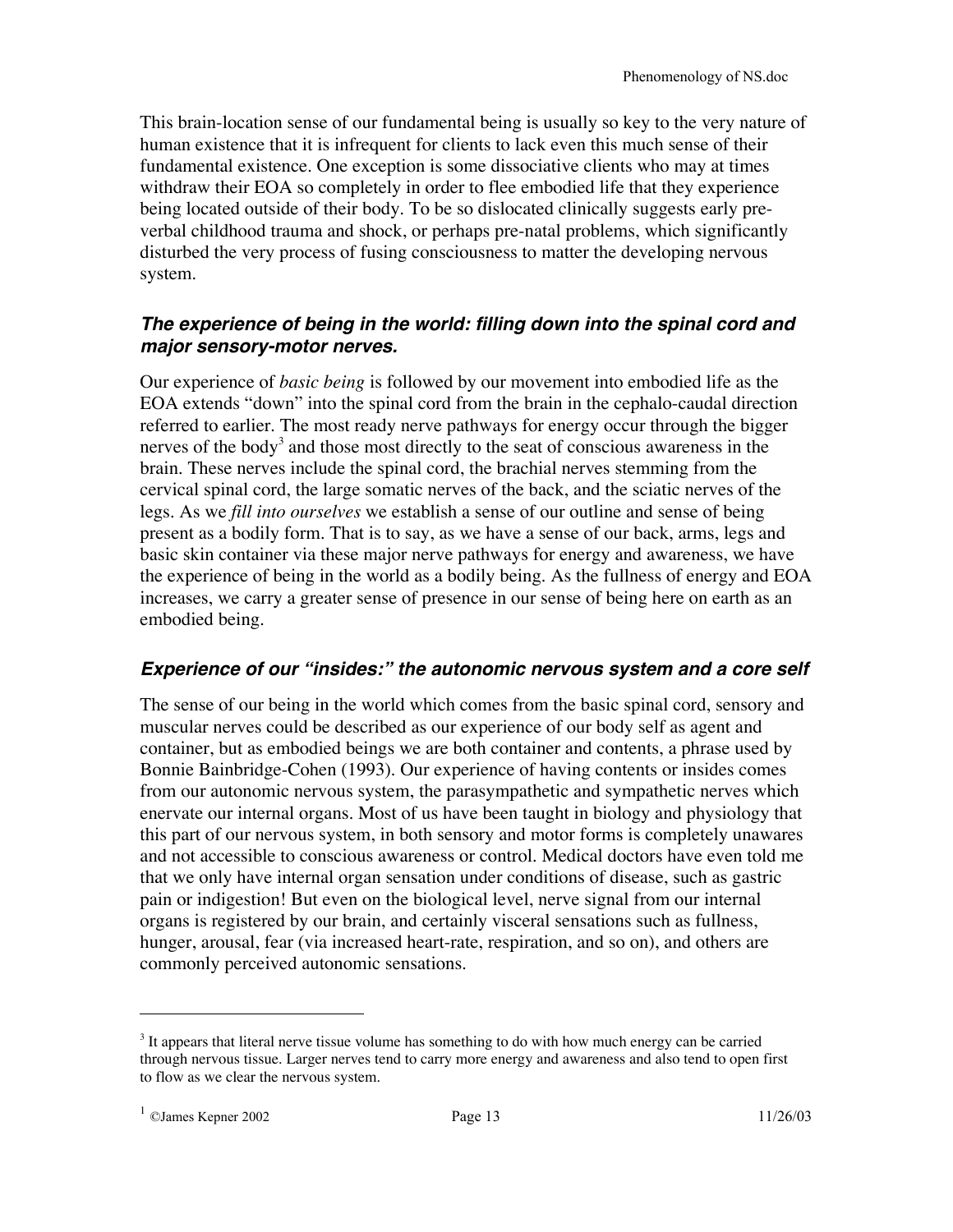This brain-location sense of our fundamental being is usually so key to the very nature of human existence that it is infrequent for clients to lack even this much sense of their fundamental existence. One exception is some dissociative clients who may at times withdraw their EOA so completely in order to flee embodied life that they experience being located outside of their body. To be so dislocated clinically suggests early pre-verbal childhood trauma and shock, or perhaps pre-natal problems, which significantly disturbed the very process of fusing consciousness to matter the developing nervous system.

### ***The experience of being in the world: filling down into the spinal cord and major sensory-motor nerves.***

Our experience of *basic being* is followed by our movement into embodied life as the EOA extends "down" into the spinal cord from the brain in the cephalo-caudal direction referred to earlier. The most ready nerve pathways for energy occur through the bigger nerves of the body[3] and those most directly to the seat of conscious awareness in the brain. These nerves include the spinal cord, the brachial nerves stemming from the cervical spinal cord, the large somatic nerves of the back, and the sciatic nerves of the legs. As we *fill into ourselves* we establish a sense of our outline and sense of being present as a bodily form. That is to say, as we have a sense of our back, arms, legs and basic skin container via these major nerve pathways for energy and awareness, we have the experience of being in the world as a bodily being. As the fullness of energy and EOA increases, we carry a greater sense of presence in our sense of being here on earth as an embodied being.

### ***Experience of our "insides:" the autonomic nervous system and a core self***

The sense of our being in the world which comes from the basic spinal cord, sensory and muscular nerves could be described as our experience of our body self as agent and container, but as embodied beings we are both container and contents, a phrase used by Bonnie Bainbridge-Cohen (1993). Our experience of having contents or insides comes from our autonomic nervous system, the parasympathetic and sympathetic nerves which enervate our internal organs. Most of us have been taught in biology and physiology that this part of our nervous system, in both sensory and motor forms is completely unawares and not accessible to conscious awareness or control. Medical doctors have even told me that we only have internal organ sensation under conditions of disease, such as gastric pain or indigestion! But even on the biological level, nerve signal from our internal organs is registered by our brain, and certainly visceral sensations such as fullness, hunger, arousal, fear (via increased heart-rate, respiration, and so on), and others are commonly perceived autonomic sensations.

---

[3] It appears that literal nerve tissue volume has something to do with how much energy can be carried through nervous tissue. Larger nerves tend to carry more energy and awareness and also tend to open first to flow as we clear the nervous system.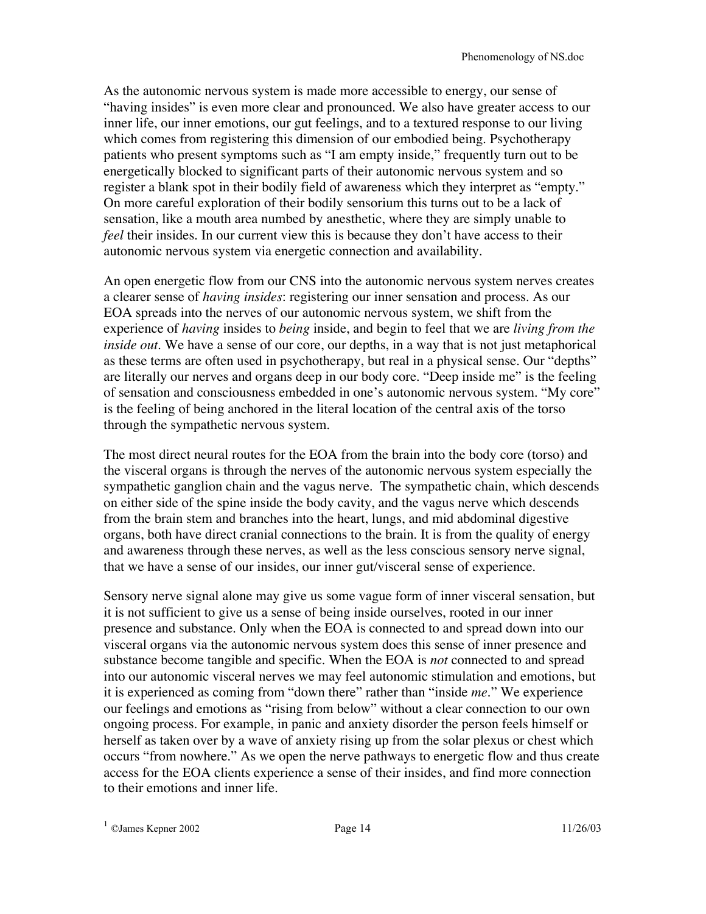As the autonomic nervous system is made more accessible to energy, our sense of "having insides" is even more clear and pronounced. We also have greater access to our inner life, our inner emotions, our gut feelings, and to a textured response to our living which comes from registering this dimension of our embodied being. Psychotherapy patients who present symptoms such as "I am empty inside," frequently turn out to be energetically blocked to significant parts of their autonomic nervous system and so register a blank spot in their bodily field of awareness which they interpret as "empty." On more careful exploration of their bodily sensorium this turns out to be a lack of sensation, like a mouth area numbed by anesthetic, where they are simply unable to *feel* their insides. In our current view this is because they don't have access to their autonomic nervous system via energetic connection and availability.

An open energetic flow from our CNS into the autonomic nervous system nerves creates a clearer sense of *having insides*: registering our inner sensation and process. As our EOA spreads into the nerves of our autonomic nervous system, we shift from the experience of *having* insides to *being* inside, and begin to feel that we are *living from the inside out*. We have a sense of our core, our depths, in a way that is not just metaphorical as these terms are often used in psychotherapy, but real in a physical sense. Our "depths" are literally our nerves and organs deep in our body core. "Deep inside me" is the feeling of sensation and consciousness embedded in one's autonomic nervous system. "My core" is the feeling of being anchored in the literal location of the central axis of the torso through the sympathetic nervous system.

The most direct neural routes for the EOA from the brain into the body core (torso) and the visceral organs is through the nerves of the autonomic nervous system especially the sympathetic ganglion chain and the vagus nerve. The sympathetic chain, which descends on either side of the spine inside the body cavity, and the vagus nerve which descends from the brain stem and branches into the heart, lungs, and mid abdominal digestive organs, both have direct cranial connections to the brain. It is from the quality of energy and awareness through these nerves, as well as the less conscious sensory nerve signal, that we have a sense of our insides, our inner gut/visceral sense of experience.

Sensory nerve signal alone may give us some vague form of inner visceral sensation, but it is not sufficient to give us a sense of being inside ourselves, rooted in our inner presence and substance. Only when the EOA is connected to and spread down into our visceral organs via the autonomic nervous system does this sense of inner presence and substance become tangible and specific. When the EOA is *not* connected to and spread into our autonomic visceral nerves we may feel autonomic stimulation and emotions, but it is experienced as coming from "down there" rather than "inside *me*." We experience our feelings and emotions as "rising from below" without a clear connection to our own ongoing process. For example, in panic and anxiety disorder the person feels himself or herself as taken over by a wave of anxiety rising up from the solar plexus or chest which occurs "from nowhere." As we open the nerve pathways to energetic flow and thus create access for the EOA clients experience a sense of their insides, and find more connection to their emotions and inner life.

[1] ©James Kepner 2002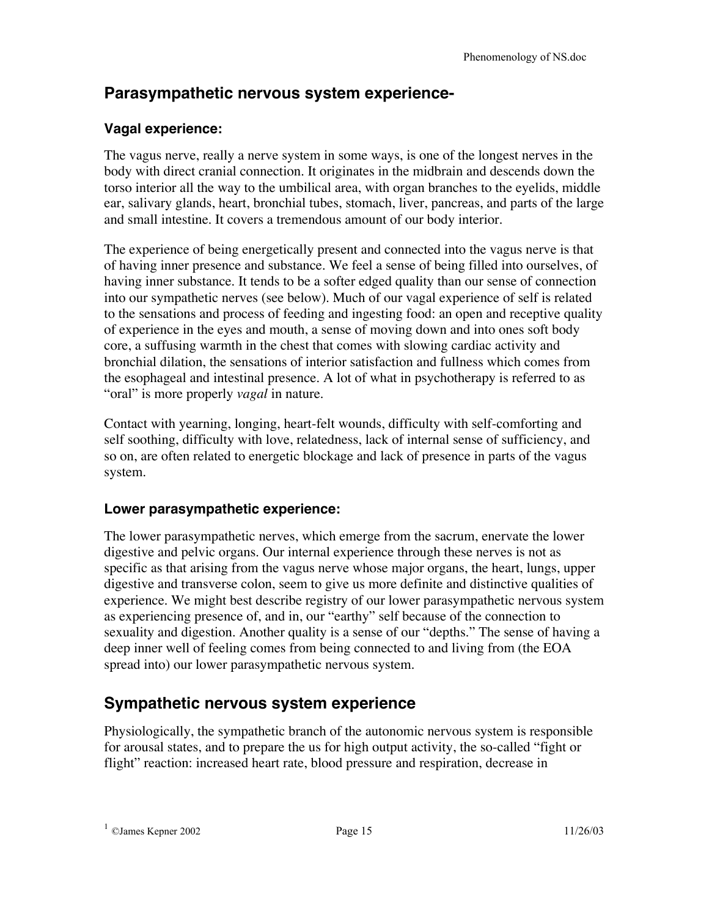## Parasympathetic nervous system experience-

### Vagal experience:

The vagus nerve, really a nerve system in some ways, is one of the longest nerves in the body with direct cranial connection. It originates in the midbrain and descends down the torso interior all the way to the umbilical area, with organ branches to the eyelids, middle ear, salivary glands, heart, bronchial tubes, stomach, liver, pancreas, and parts of the large and small intestine. It covers a tremendous amount of our body interior.

The experience of being energetically present and connected into the vagus nerve is that of having inner presence and substance. We feel a sense of being filled into ourselves, of having inner substance. It tends to be a softer edged quality than our sense of connection into our sympathetic nerves (see below). Much of our vagal experience of self is related to the sensations and process of feeding and ingesting food: an open and receptive quality of experience in the eyes and mouth, a sense of moving down and into ones soft body core, a suffusing warmth in the chest that comes with slowing cardiac activity and bronchial dilation, the sensations of interior satisfaction and fullness which comes from the esophageal and intestinal presence. A lot of what in psychotherapy is referred to as "oral" is more properly *vagal* in nature.

Contact with yearning, longing, heart-felt wounds, difficulty with self-comforting and self soothing, difficulty with love, relatedness, lack of internal sense of sufficiency, and so on, are often related to energetic blockage and lack of presence in parts of the vagus system.

### Lower parasympathetic experience:

The lower parasympathetic nerves, which emerge from the sacrum, enervate the lower digestive and pelvic organs. Our internal experience through these nerves is not as specific as that arising from the vagus nerve whose major organs, the heart, lungs, upper digestive and transverse colon, seem to give us more definite and distinctive qualities of experience. We might best describe registry of our lower parasympathetic nervous system as experiencing presence of, and in, our "earthy" self because of the connection to sexuality and digestion. Another quality is a sense of our "depths." The sense of having a deep inner well of feeling comes from being connected to and living from (the EOA spread into) our lower parasympathetic nervous system.

## Sympathetic nervous system experience

Physiologically, the sympathetic branch of the autonomic nervous system is responsible for arousal states, and to prepare the us for high output activity, the so-called "fight or flight" reaction: increased heart rate, blood pressure and respiration, decrease in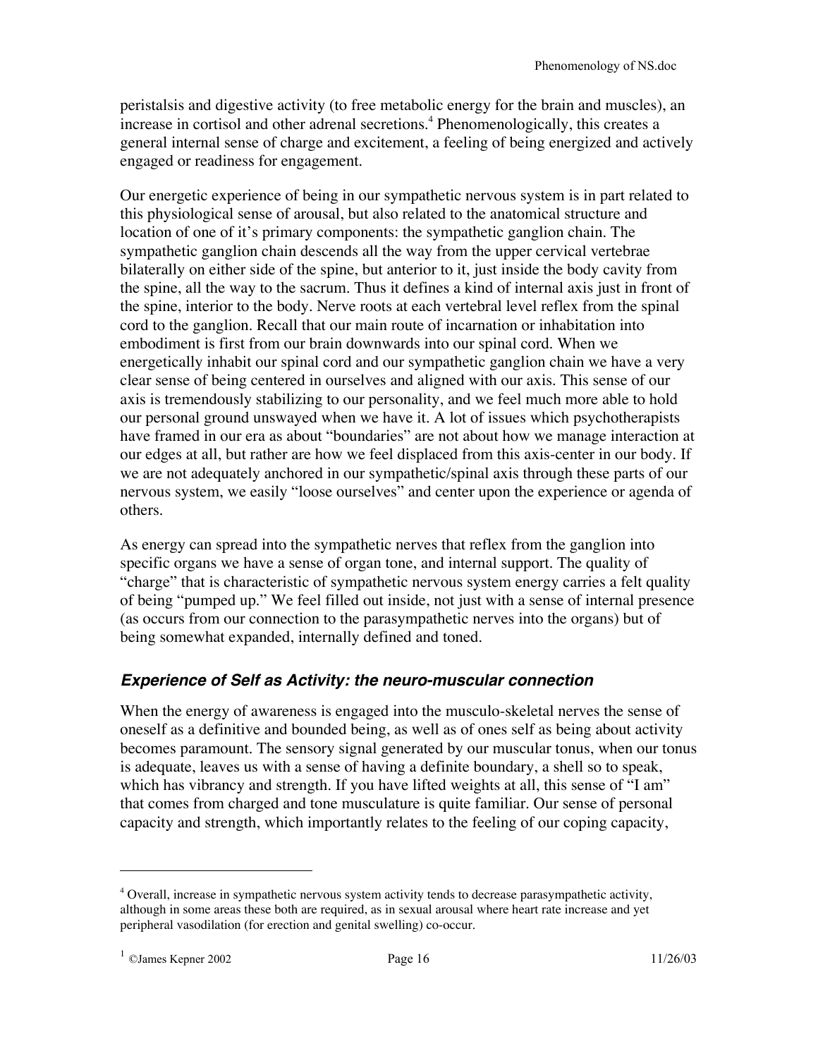peristalsis and digestive activity (to free metabolic energy for the brain and muscles), an increase in cortisol and other adrenal secretions.[4] Phenomenologically, this creates a general internal sense of charge and excitement, a feeling of being energized and actively engaged or readiness for engagement.

Our energetic experience of being in our sympathetic nervous system is in part related to this physiological sense of arousal, but also related to the anatomical structure and location of one of it's primary components: the sympathetic ganglion chain. The sympathetic ganglion chain descends all the way from the upper cervical vertebrae bilaterally on either side of the spine, but anterior to it, just inside the body cavity from the spine, all the way to the sacrum. Thus it defines a kind of internal axis just in front of the spine, interior to the body. Nerve roots at each vertebral level reflex from the spinal cord to the ganglion. Recall that our main route of incarnation or inhabitation into embodiment is first from our brain downwards into our spinal cord. When we energetically inhabit our spinal cord and our sympathetic ganglion chain we have a very clear sense of being centered in ourselves and aligned with our axis. This sense of our axis is tremendously stabilizing to our personality, and we feel much more able to hold our personal ground unswayed when we have it. A lot of issues which psychotherapists have framed in our era as about "boundaries" are not about how we manage interaction at our edges at all, but rather are how we feel displaced from this axis-center in our body. If we are not adequately anchored in our sympathetic/spinal axis through these parts of our nervous system, we easily "loose ourselves" and center upon the experience or agenda of others.

As energy can spread into the sympathetic nerves that reflex from the ganglion into specific organs we have a sense of organ tone, and internal support. The quality of "charge" that is characteristic of sympathetic nervous system energy carries a felt quality of being "pumped up." We feel filled out inside, not just with a sense of internal presence (as occurs from our connection to the parasympathetic nerves into the organs) but of being somewhat expanded, internally defined and toned.

## *Experience of Self as Activity: the neuro-muscular connection*

When the energy of awareness is engaged into the musculo-skeletal nerves the sense of oneself as a definitive and bounded being, as well as of ones self as being about activity becomes paramount. The sensory signal generated by our muscular tonus, when our tonus is adequate, leaves us with a sense of having a definite boundary, a shell so to speak, which has vibrancy and strength. If you have lifted weights at all, this sense of "I am" that comes from charged and tone musculature is quite familiar. Our sense of personal capacity and strength, which importantly relates to the feeling of our coping capacity,

---

[4] Overall, increase in sympathetic nervous system activity tends to decrease parasympathetic activity, although in some areas these both are required, as in sexual arousal where heart rate increase and yet peripheral vasodilation (for erection and genital swelling) co-occur.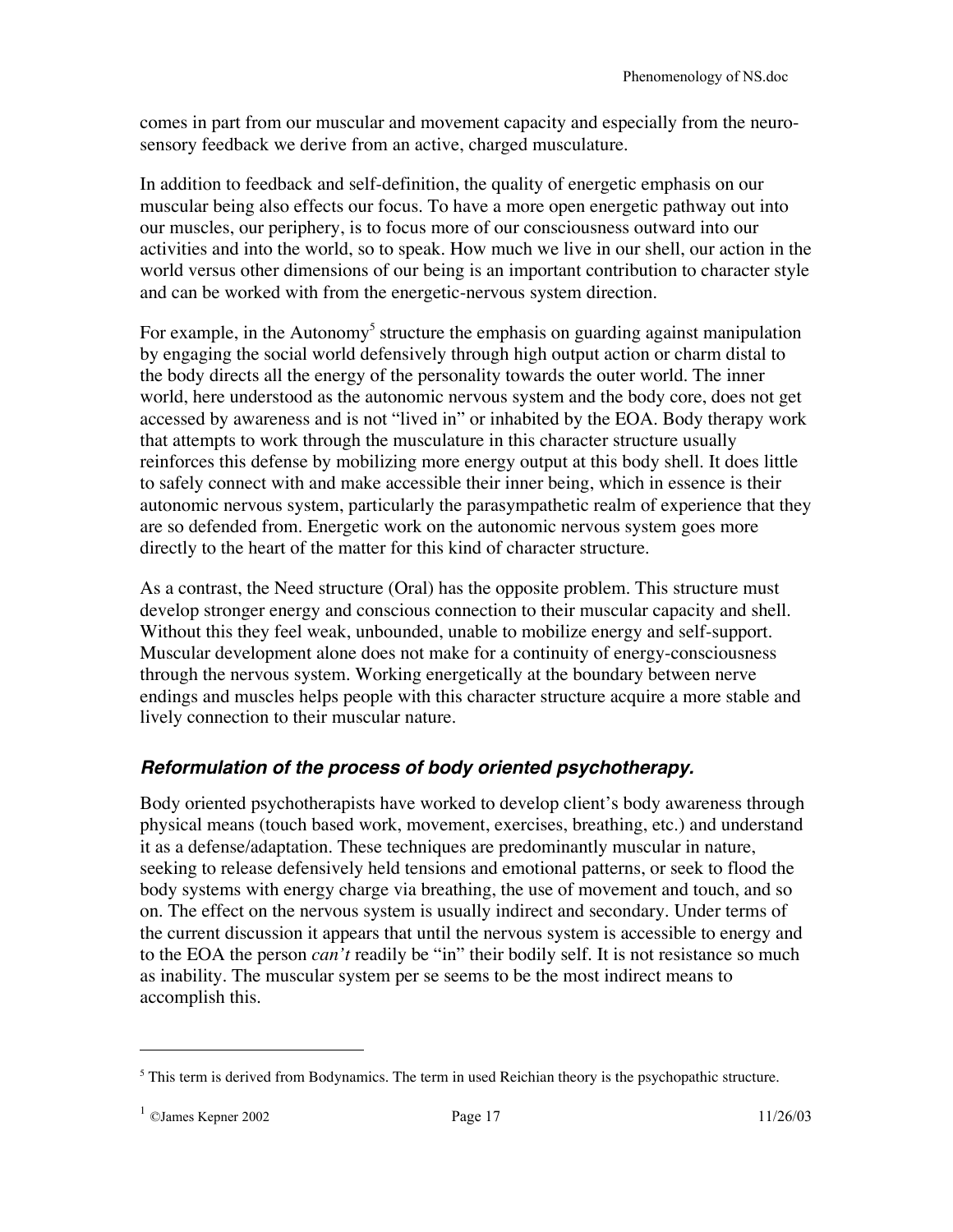comes in part from our muscular and movement capacity and especially from the neuro-sensory feedback we derive from an active, charged musculature.

In addition to feedback and self-definition, the quality of energetic emphasis on our muscular being also effects our focus. To have a more open energetic pathway out into our muscles, our periphery, is to focus more of our consciousness outward into our activities and into the world, so to speak. How much we live in our shell, our action in the world versus other dimensions of our being is an important contribution to character style and can be worked with from the energetic-nervous system direction.

For example, in the Autonomy[5] structure the emphasis on guarding against manipulation by engaging the social world defensively through high output action or charm distal to the body directs all the energy of the personality towards the outer world. The inner world, here understood as the autonomic nervous system and the body core, does not get accessed by awareness and is not "lived in" or inhabited by the EOA. Body therapy work that attempts to work through the musculature in this character structure usually reinforces this defense by mobilizing more energy output at this body shell. It does little to safely connect with and make accessible their inner being, which in essence is their autonomic nervous system, particularly the parasympathetic realm of experience that they are so defended from. Energetic work on the autonomic nervous system goes more directly to the heart of the matter for this kind of character structure.

As a contrast, the Need structure (Oral) has the opposite problem. This structure must develop stronger energy and conscious connection to their muscular capacity and shell. Without this they feel weak, unbounded, unable to mobilize energy and self-support. Muscular development alone does not make for a continuity of energy-consciousness through the nervous system. Working energetically at the boundary between nerve endings and muscles helps people with this character structure acquire a more stable and lively connection to their muscular nature.

### *Reformulation of the process of body oriented psychotherapy.*

Body oriented psychotherapists have worked to develop client's body awareness through physical means (touch based work, movement, exercises, breathing, etc.) and understand it as a defense/adaptation. These techniques are predominantly muscular in nature, seeking to release defensively held tensions and emotional patterns, or seek to flood the body systems with energy charge via breathing, the use of movement and touch, and so on. The effect on the nervous system is usually indirect and secondary. Under terms of the current discussion it appears that until the nervous system is accessible to energy and to the EOA the person *can't* readily be "in" their bodily self. It is not resistance so much as inability. The muscular system per se seems to be the most indirect means to accomplish this.

---

[5] This term is derived from Bodynamics. The term in used Reichian theory is the psychopathic structure.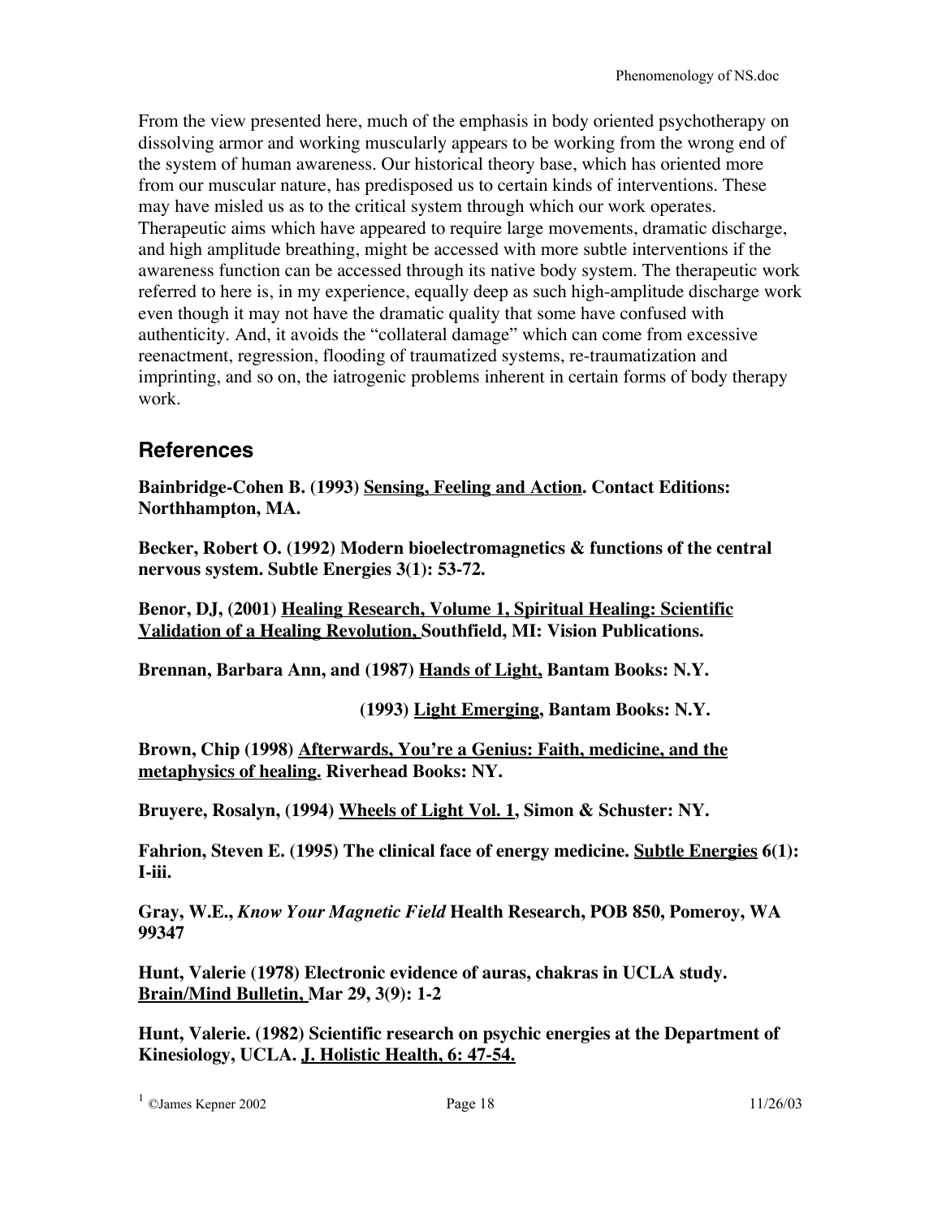From the view presented here, much of the emphasis in body oriented psychotherapy on dissolving armor and working muscularly appears to be working from the wrong end of the system of human awareness. Our historical theory base, which has oriented more from our muscular nature, has predisposed us to certain kinds of interventions. These may have misled us as to the critical system through which our work operates. Therapeutic aims which have appeared to require large movements, dramatic discharge, and high amplitude breathing, might be accessed with more subtle interventions if the awareness function can be accessed through its native body system. The therapeutic work referred to here is, in my experience, equally deep as such high-amplitude discharge work even though it may not have the dramatic quality that some have confused with authenticity. And, it avoids the "collateral damage" which can come from excessive reenactment, regression, flooding of traumatized systems, re-traumatization and imprinting, and so on, the iatrogenic problems inherent in certain forms of body therapy work.

## References

**Bainbridge-Cohen B. (1993) Sensing, Feeling and Action. Contact Editions: Northhampton, MA.**

**Becker, Robert O. (1992) Modern bioelectromagnetics & functions of the central nervous system. Subtle Energies 3(1): 53-72.**

**Benor, DJ, (2001) Healing Research, Volume 1, Spiritual Healing: Scientific Validation of a Healing Revolution, Southfield, MI: Vision Publications.**

**Brennan, Barbara Ann, and (1987) Hands of Light, Bantam Books: N.Y.**

**(1993) Light Emerging, Bantam Books: N.Y.**

**Brown, Chip (1998) Afterwards, You're a Genius: Faith, medicine, and the metaphysics of healing. Riverhead Books: NY.**

**Bruyere, Rosalyn, (1994) Wheels of Light Vol. 1, Simon & Schuster: NY.**

**Fahrion, Steven E. (1995) The clinical face of energy medicine. Subtle Energies 6(1): I-iii.**

**Gray, W.E., *Know Your Magnetic Field* Health Research, POB 850, Pomeroy, WA 99347**

**Hunt, Valerie (1978) Electronic evidence of auras, chakras in UCLA study. Brain/Mind Bulletin, Mar 29, 3(9): 1-2**

**Hunt, Valerie. (1982) Scientific research on psychic energies at the Department of Kinesiology, UCLA. J. Holistic Health, 6: 47-54.**

[1] ©James Kepner 2002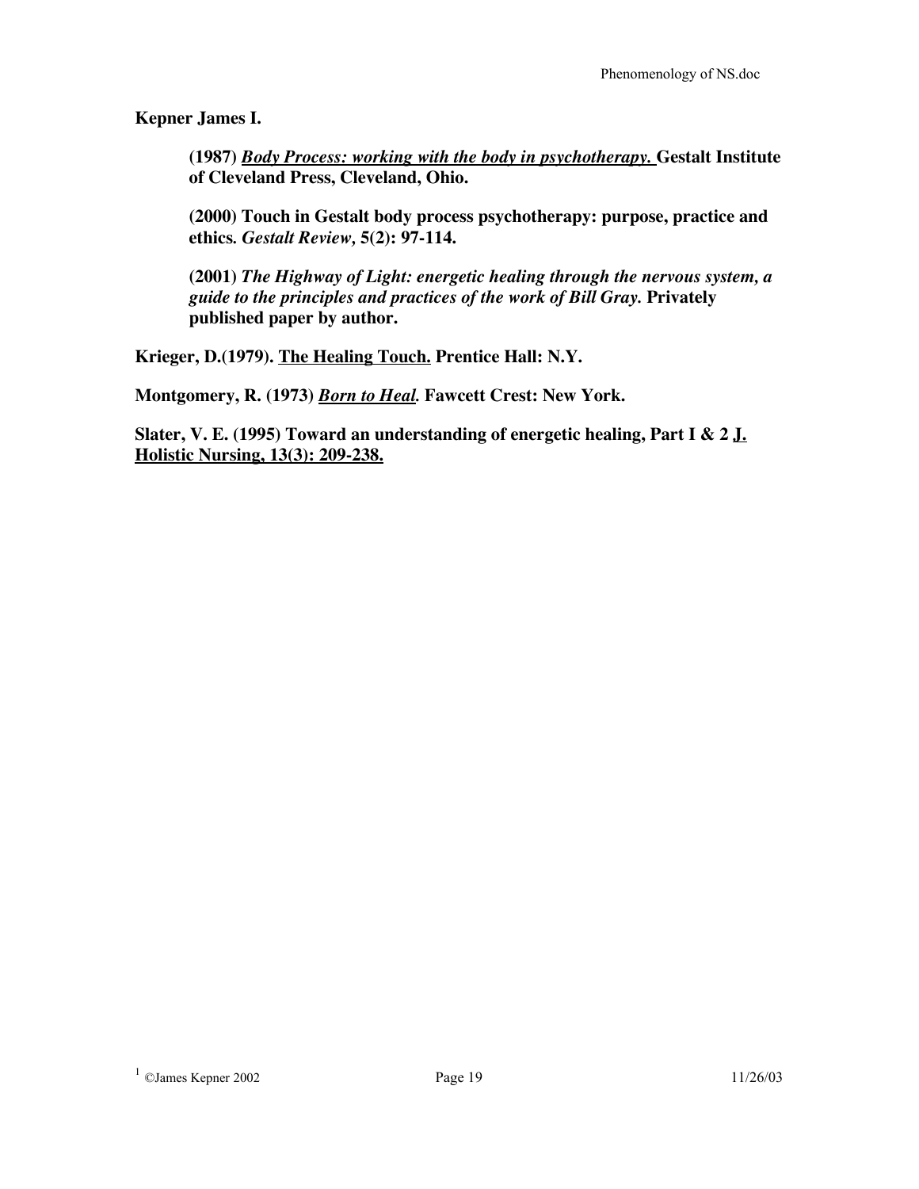**Kepner James I.**

> **(1987)** ***Body Process: working with the body in psychotherapy.*** **Gestalt Institute of Cleveland Press, Cleveland, Ohio.**
>
> **(2000) Touch in Gestalt body process psychotherapy: purpose, practice and ethics.** ***Gestalt Review,*** **5(2): 97-114.**
>
> **(2001)** ***The Highway of Light: energetic healing through the nervous system, a guide to the principles and practices of the work of Bill Gray.*** **Privately published paper by author.**

**Krieger, D.(1979). The Healing Touch. Prentice Hall: N.Y.**

**Montgomery, R. (1973)** ***Born to Heal.*** **Fawcett Crest: New York.**

**Slater, V. E. (1995) Toward an understanding of energetic healing, Part I & 2 J. Holistic Nursing, 13(3): 209-238.**

[1] ©James Kepner 2002